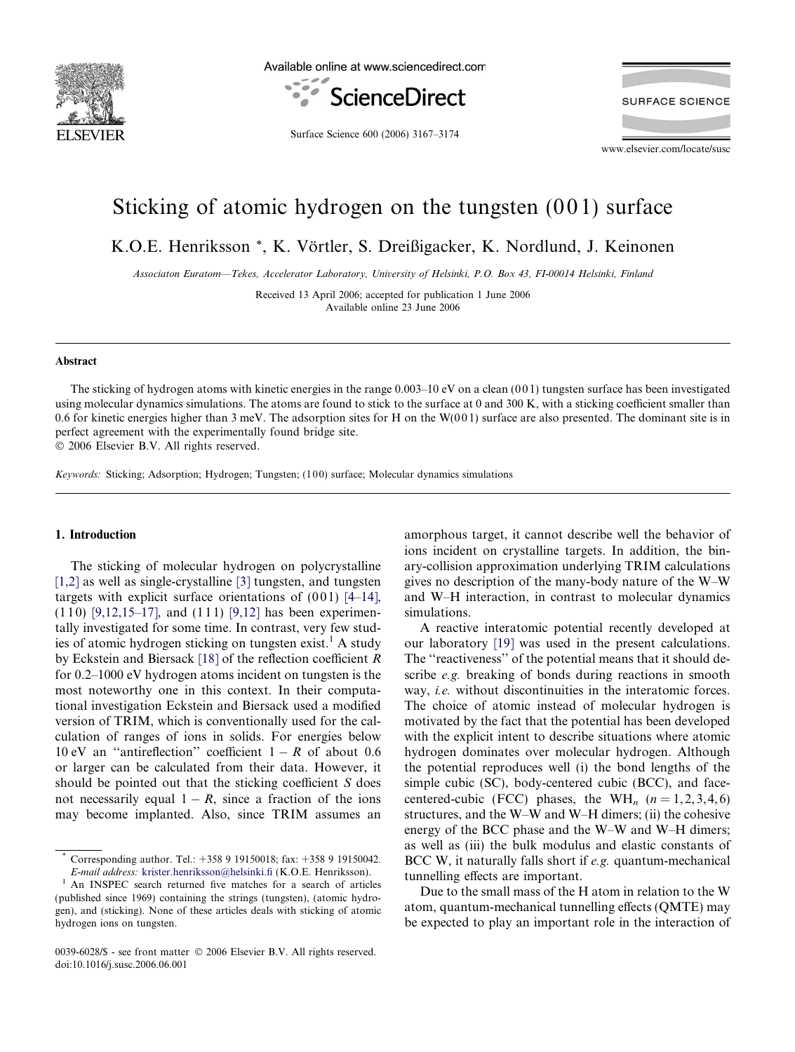# Sticking of atomic hydrogen on the tungsten (0 0 1) surface

K.O.E. Henriksson *, K. Vörtler, S. Dreißigacker, K. Nordlund, J. Keinonen

*Associaton Euratom—Tekes, Accelerator Laboratory, University of Helsinki, P.O. Box 43, FI-00014 Helsinki, Finland*

Received 13 April 2006; accepted for publication 1 June 2006
Available online 23 June 2006

## Abstract

The sticking of hydrogen atoms with kinetic energies in the range 0.003–10 eV on a clean (0 0 1) tungsten surface has been investigated using molecular dynamics simulations. The atoms are found to stick to the surface at 0 and 300 K, with a sticking coefficient smaller than 0.6 for kinetic energies higher than 3 meV. The adsorption sites for H on the W(0 0 1) surface are also presented. The dominant site is in perfect agreement with the experimentally found bridge site.
© 2006 Elsevier B.V. All rights reserved.

*Keywords:* Sticking; Adsorption; Hydrogen; Tungsten; (1 0 0) surface; Molecular dynamics simulations

## 1. Introduction

The sticking of molecular hydrogen on polycrystalline [1,2] as well as single-crystalline [3] tungsten, and tungsten targets with explicit surface orientations of (0 0 1) [4–14], (1 1 0) [9,12,15–17], and (1 1 1) [9,12] has been experimentally investigated for some time. In contrast, very few studies of atomic hydrogen sticking on tungsten exist.[1] A study by Eckstein and Biersack [18] of the reflection coefficient $R$ for 0.2–1000 eV hydrogen atoms incident on tungsten is the most noteworthy one in this context. In their computational investigation Eckstein and Biersack used a modified version of TRIM, which is conventionally used for the calculation of ranges of ions in solids. For energies below 10 eV an "antireflection" coefficient $1-R$ of about 0.6 or larger can be calculated from their data. However, it should be pointed out that the sticking coefficient $S$ does not necessarily equal $1-R$, since a fraction of the ions may become implanted. Also, since TRIM assumes an amorphous target, it cannot describe well the behavior of ions incident on crystalline targets. In addition, the binary-collision approximation underlying TRIM calculations gives no description of the many-body nature of the W–W and W–H interaction, in contrast to molecular dynamics simulations.

A reactive interatomic potential recently developed at our laboratory [19] was used in the present calculations. The "reactiveness" of the potential means that it should describe *e.g.* breaking of bonds during reactions in smooth way, *i.e.* without discontinuities in the interatomic forces. The choice of atomic instead of molecular hydrogen is motivated by the fact that the potential has been developed with the explicit intent to describe situations where atomic hydrogen dominates over molecular hydrogen. Although the potential reproduces well (i) the bond lengths of the simple cubic (SC), body-centered cubic (BCC), and face-centered-cubic (FCC) phases, the $WH_n$ ($n = 1, 2, 3, 4, 6$) structures, and the W–W and W–H dimers; (ii) the cohesive energy of the BCC phase and the W–W and W–H dimers; as well as (iii) the bulk modulus and elastic constants of BCC W, it naturally falls short if *e.g.* quantum-mechanical tunnelling effects are important.

Due to the small mass of the H atom in relation to the W atom, quantum-mechanical tunnelling effects (QMTE) may be expected to play an important role in the interaction of

---

* Corresponding author. Tel.: +358 9 19150018; fax: +358 9 19150042. *E-mail address:* krister.henriksson@helsinki.fi (K.O.E. Henriksson).

[1] An INSPEC search returned five matches for a search of articles (published since 1969) containing the strings (tungsten), (atomic hydrogen), and (sticking). None of these articles deals with sticking of atomic hydrogen ions on tungsten.

0039-6028/$ - see front matter © 2006 Elsevier B.V. All rights reserved.
doi:10.1016/j.susc.2006.06.001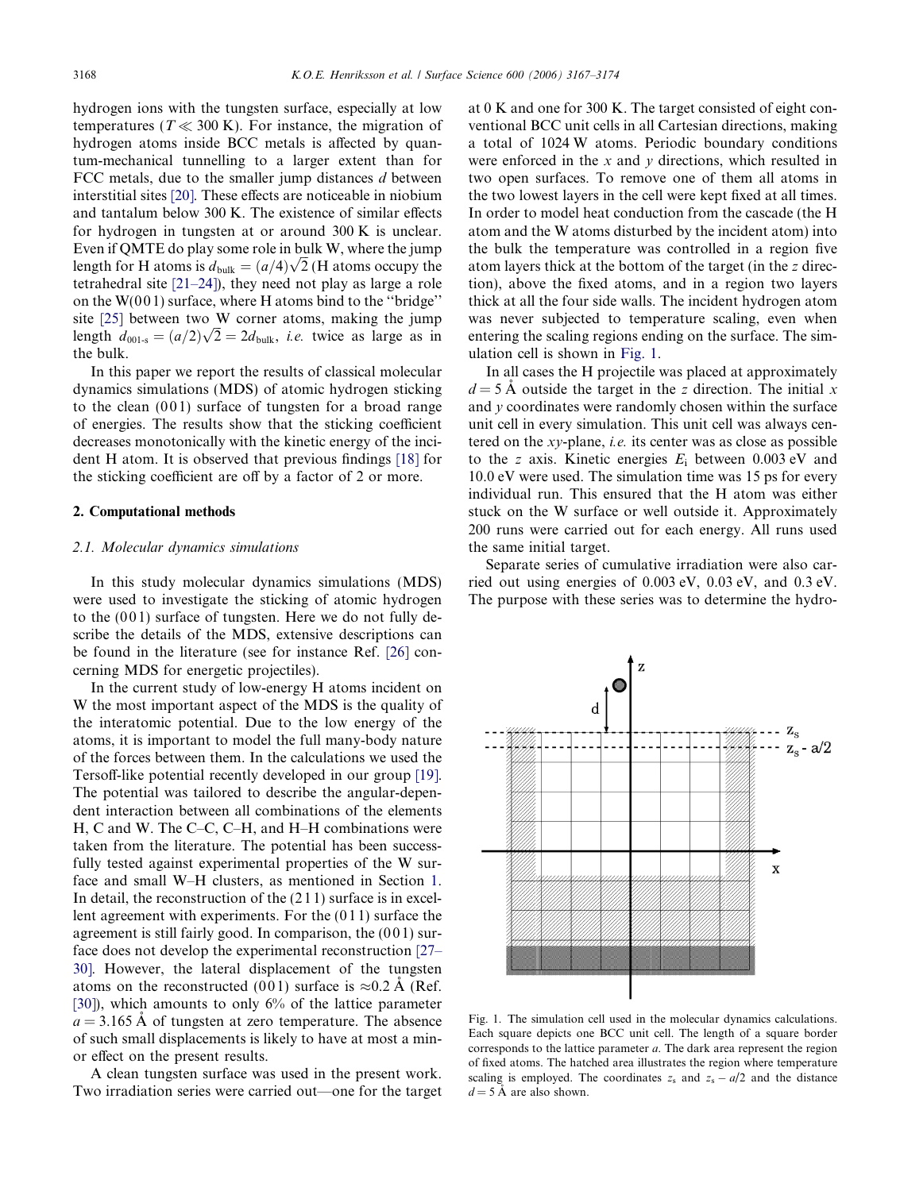hydrogen ions with the tungsten surface, especially at low temperatures ($T \ll 300$ K). For instance, the migration of hydrogen atoms inside BCC metals is affected by quantum-mechanical tunnelling to a larger extent than for FCC metals, due to the smaller jump distances $d$ between interstitial sites [20]. These effects are noticeable in niobium and tantalum below 300 K. The existence of similar effects for hydrogen in tungsten at or around 300 K is unclear. Even if QMTE do play some role in bulk W, where the jump length for H atoms is $d_{\text{bulk}} = (a/4)\sqrt{2}$ (H atoms occupy the tetrahedral site [21–24]), they need not play as large a role on the W(001) surface, where H atoms bind to the "bridge" site [25] between two W corner atoms, making the jump length $d_{001\text{-s}} = (a/2)\sqrt{2} = 2d_{\text{bulk}}$, *i.e.* twice as large as in the bulk.

In this paper we report the results of classical molecular dynamics simulations (MDS) of atomic hydrogen sticking to the clean (001) surface of tungsten for a broad range of energies. The results show that the sticking coefficient decreases monotonically with the kinetic energy of the incident H atom. It is observed that previous findings [18] for the sticking coefficient are off by a factor of 2 or more.

## 2. Computational methods

### 2.1. Molecular dynamics simulations

In this study molecular dynamics simulations (MDS) were used to investigate the sticking of atomic hydrogen to the (001) surface of tungsten. Here we do not fully describe the details of the MDS, extensive descriptions can be found in the literature (see for instance Ref. [26] concerning MDS for energetic projectiles).

In the current study of low-energy H atoms incident on W the most important aspect of the MDS is the quality of the interatomic potential. Due to the low energy of the atoms, it is important to model the full many-body nature of the forces between them. In the calculations we used the Tersoff-like potential recently developed in our group [19]. The potential was tailored to describe the angular-dependent interaction between all combinations of the elements H, C and W. The C–C, C–H, and H–H combinations were taken from the literature. The potential has been successfully tested against experimental properties of the W surface and small W–H clusters, as mentioned in Section 1. In detail, the reconstruction of the (211) surface is in excellent agreement with experiments. For the (011) surface the agreement is still fairly good. In comparison, the (001) surface does not develop the experimental reconstruction [27–30]. However, the lateral displacement of the tungsten atoms on the reconstructed (001) surface is $\approx 0.2$ Å (Ref. [30]), which amounts to only 6% of the lattice parameter $a = 3.165$ Å of tungsten at zero temperature. The absence of such small displacements is likely to have at most a minor effect on the present results.

A clean tungsten surface was used in the present work. Two irradiation series were carried out—one for the target at 0 K and one for 300 K. The target consisted of eight conventional BCC unit cells in all Cartesian directions, making a total of 1024 W atoms. Periodic boundary conditions were enforced in the $x$ and $y$ directions, which resulted in two open surfaces. To remove one of them all atoms in the two lowest layers in the cell were kept fixed at all times. In order to model heat conduction from the cascade (the H atom and the W atoms disturbed by the incident atom) into the bulk the temperature was controlled in a region five atom layers thick at the bottom of the target (in the $z$ direction), above the fixed atoms, and in a region two layers thick at all the four side walls. The incident hydrogen atom was never subjected to temperature scaling, even when entering the scaling regions ending on the surface. The simulation cell is shown in Fig. 1.

In all cases the H projectile was placed at approximately $d = 5$ Å outside the target in the $z$ direction. The initial $x$ and $y$ coordinates were randomly chosen within the surface unit cell in every simulation. This unit cell was always centered on the $xy$-plane, *i.e.* its center was as close as possible to the $z$ axis. Kinetic energies $E_i$ between 0.003 eV and 10.0 eV were used. The simulation time was 15 ps for every individual run. This ensured that the H atom was either stuck on the W surface or well outside it. Approximately 200 runs were carried out for each energy. All runs used the same initial target.

Separate series of cumulative irradiation were also carried out using energies of 0.003 eV, 0.03 eV, and 0.3 eV. The purpose with these series was to determine the hydro-

Fig. 1. The simulation cell used in the molecular dynamics calculations. Each square depicts one BCC unit cell. The length of a square border corresponds to the lattice parameter $a$. The dark area represent the region of fixed atoms. The hatched area illustrates the region where temperature scaling is employed. The coordinates $z_s$ and $z_s - a/2$ and the distance $d = 5$ Å are also shown.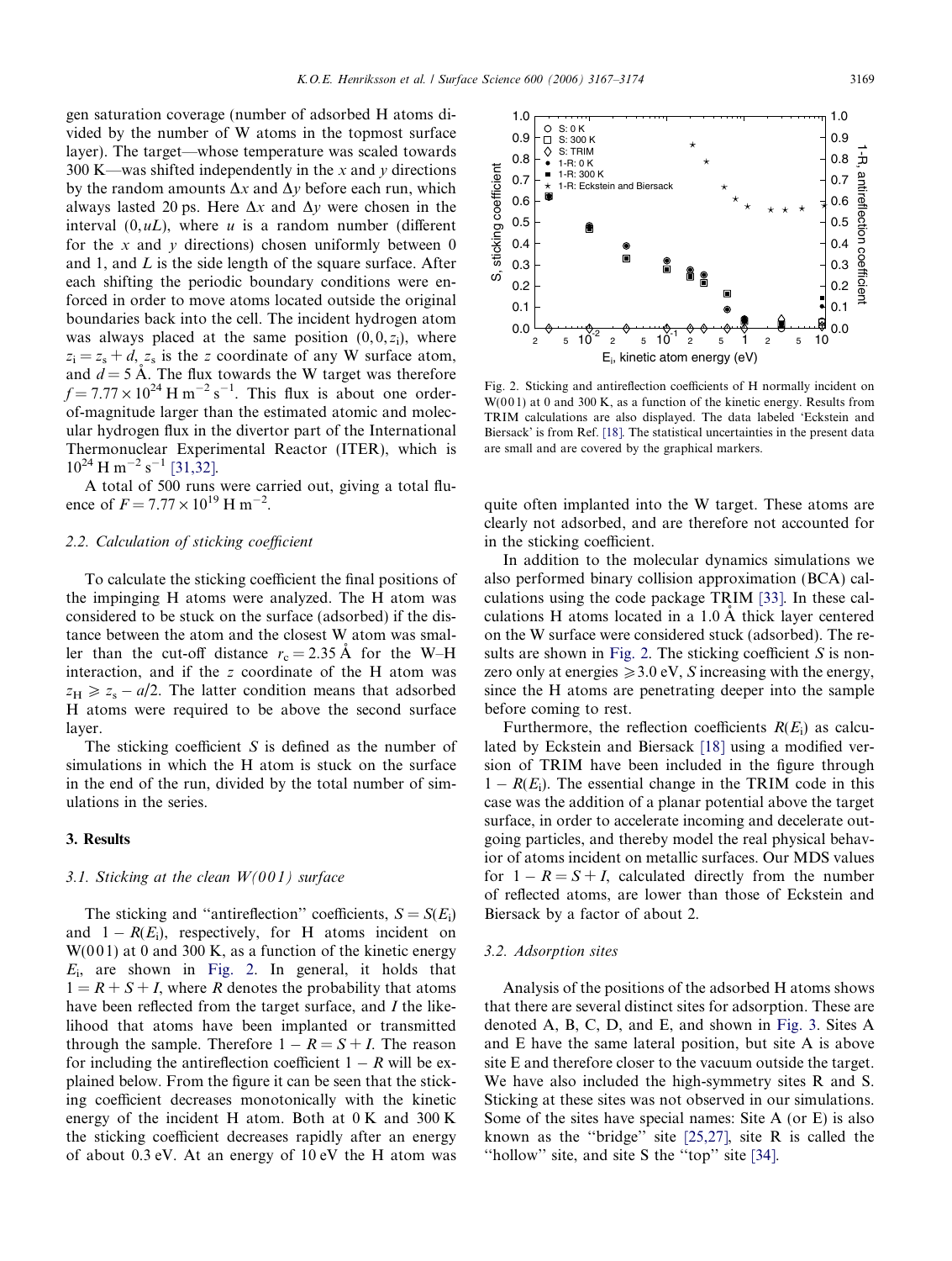gen saturation coverage (number of adsorbed H atoms divided by the number of W atoms in the topmost surface layer). The target—whose temperature was scaled towards 300 K—was shifted independently in the $x$ and $y$ directions by the random amounts $\Delta x$ and $\Delta y$ before each run, which always lasted 20 ps. Here $\Delta x$ and $\Delta y$ were chosen in the interval $(0, uL)$, where $u$ is a random number (different for the $x$ and $y$ directions) chosen uniformly between 0 and 1, and $L$ is the side length of the square surface. After each shifting the periodic boundary conditions were enforced in order to move atoms located outside the original boundaries back into the cell. The incident hydrogen atom was always placed at the same position $(0, 0, z_i)$, where $z_i = z_s + d$, $z_s$ is the $z$ coordinate of any W surface atom, and $d = 5$ Å. The flux towards the W target was therefore $f = 7.77 \times 10^{24}$ H m$^{-2}$ s$^{-1}$. This flux is about one order-of-magnitude larger than the estimated atomic and molecular hydrogen flux in the divertor part of the International Thermonuclear Experimental Reactor (ITER), which is $10^{24}$ H m$^{-2}$ s$^{-1}$ [31,32].

A total of 500 runs were carried out, giving a total fluence of $F = 7.77 \times 10^{19}$ H m$^{-2}$.

### 2.2. Calculation of sticking coefficient

To calculate the sticking coefficient the final positions of the impinging H atoms were analyzed. The H atom was considered to be stuck on the surface (adsorbed) if the distance between the atom and the closest W atom was smaller than the cut-off distance $r_c = 2.35$ Å for the W–H interaction, and if the $z$ coordinate of the H atom was $z_H \geqslant z_s - a/2$. The latter condition means that adsorbed H atoms were required to be above the second surface layer.

The sticking coefficient $S$ is defined as the number of simulations in which the H atom is stuck on the surface in the end of the run, divided by the total number of simulations in the series.

## 3. Results

### 3.1. Sticking at the clean W(001) surface

The sticking and "antireflection" coefficients, $S = S(E_i)$ and $1 - R(E_i)$, respectively, for H atoms incident on W(001) at 0 and 300 K, as a function of the kinetic energy $E_i$, are shown in Fig. 2. In general, it holds that $1 = R + S + I$, where $R$ denotes the probability that atoms have been reflected from the target surface, and $I$ the likelihood that atoms have been implanted or transmitted through the sample. Therefore $1 - R = S + I$. The reason for including the antireflection coefficient $1 - R$ will be explained below. From the figure it can be seen that the sticking coefficient decreases monotonically with the kinetic energy of the incident H atom. Both at 0 K and 300 K the sticking coefficient decreases rapidly after an energy of about 0.3 eV. At an energy of 10 eV the H atom was quite often implanted into the W target. These atoms are clearly not adsorbed, and are therefore not accounted for in the sticking coefficient.

Fig. 2. Sticking and antireflection coefficients of H normally incident on W(001) at 0 and 300 K, as a function of the kinetic energy. Results from TRIM calculations are also displayed. The data labeled 'Eckstein and Biersack' is from Ref. [18]. The statistical uncertainties in the present data are small and are covered by the graphical markers.

In addition to the molecular dynamics simulations we also performed binary collision approximation (BCA) calculations using the code package TRIM [33]. In these calculations H atoms located in a 1.0 Å thick layer centered on the W surface were considered stuck (adsorbed). The results are shown in Fig. 2. The sticking coefficient $S$ is nonzero only at energies $\geqslant 3.0$ eV, $S$ increasing with the energy, since the H atoms are penetrating deeper into the sample before coming to rest.

Furthermore, the reflection coefficients $R(E_i)$ as calculated by Eckstein and Biersack [18] using a modified version of TRIM have been included in the figure through $1 - R(E_i)$. The essential change in the TRIM code in this case was the addition of a planar potential above the target surface, in order to accelerate incoming and decelerate outgoing particles, and thereby model the real physical behavior of atoms incident on metallic surfaces. Our MDS values for $1 - R = S + I$, calculated directly from the number of reflected atoms, are lower than those of Eckstein and Biersack by a factor of about 2.

### 3.2. Adsorption sites

Analysis of the positions of the adsorbed H atoms shows that there are several distinct sites for adsorption. These are denoted A, B, C, D, and E, and shown in Fig. 3. Sites A and E have the same lateral position, but site A is above site E and therefore closer to the vacuum outside the target. We have also included the high-symmetry sites R and S. Sticking at these sites was not observed in our simulations. Some of the sites have special names: Site A (or E) is also known as the "bridge" site [25,27], site R is called the "hollow" site, and site S the "top" site [34].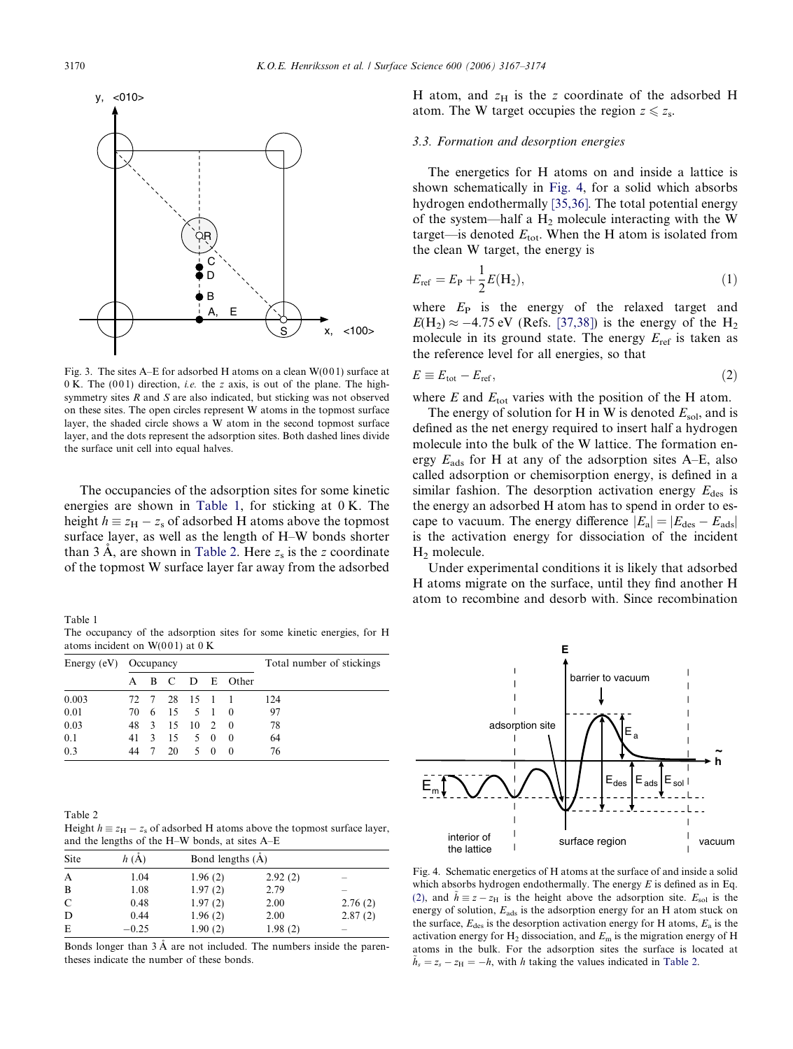Fig. 3. The sites A–E for adsorbed H atoms on a clean W(001) surface at 0 K. The (001) direction, *i.e.* the *z* axis, is out of the plane. The high-symmetry sites *R* and *S* are also indicated, but sticking was not observed on these sites. The open circles represent W atoms in the topmost surface layer, the shaded circle shows a W atom in the second topmost surface layer, and the dots represent the adsorption sites. Both dashed lines divide the surface unit cell into equal halves.

The occupancies of the adsorption sites for some kinetic energies are shown in Table 1, for sticking at 0 K. The height $h \equiv z_H - z_s$ of adsorbed H atoms above the topmost surface layer, as well as the length of H–W bonds shorter than 3 Å, are shown in Table 2. Here $z_s$ is the *z* coordinate of the topmost W surface layer far away from the adsorbed H atom, and $z_H$ is the *z* coordinate of the adsorbed H atom. The W target occupies the region $z \leqslant z_s$.

Table 1
The occupancy of the adsorption sites for some kinetic energies, for H atoms incident on W(001) at 0 K

| Energy (eV) | Occupancy | | | | | | Total number of stickings |
|---|---|---|---|---|---|---|---|
| | A | B | C | D | E | Other | |
| 0.003 | 72 | 7 | 28 | 15 | 1 | 1 | 124 |
| 0.01 | 70 | 6 | 15 | 5 | 1 | 0 | 97 |
| 0.03 | 48 | 3 | 15 | 10 | 2 | 0 | 78 |
| 0.1 | 41 | 3 | 15 | 5 | 0 | 0 | 64 |
| 0.3 | 44 | 7 | 20 | 5 | 0 | 0 | 76 |

Table 2
Height $h \equiv z_H - z_s$ of adsorbed H atoms above the topmost surface layer, and the lengths of the H–W bonds, at sites A–E

| Site | $h$ (Å) | Bond lengths (Å) | | |
|---|---|---|---|---|
| A | 1.04 | 1.96 (2) | 2.92 (2) | – |
| B | 1.08 | 1.97 (2) | 2.79 | – |
| C | 0.48 | 1.97 (2) | 2.00 | 2.76 (2) |
| D | 0.44 | 1.96 (2) | 2.00 | 2.87 (2) |
| E | −0.25 | 1.90 (2) | 1.98 (2) | – |

Bonds longer than 3 Å are not included. The numbers inside the parentheses indicate the number of these bonds.

### 3.3. Formation and desorption energies

The energetics for H atoms on and inside a lattice is shown schematically in Fig. 4, for a solid which absorbs hydrogen endothermally [35,36]. The total potential energy of the system—half a $H_2$ molecule interacting with the W target—is denoted $E_{tot}$. When the H atom is isolated from the clean W target, the energy is

$$E_{ref} = E_P + \frac{1}{2}E(H_2), \tag{1}$$

where $E_P$ is the energy of the relaxed target and $E(H_2) \approx -4.75$ eV (Refs. [37,38]) is the energy of the $H_2$ molecule in its ground state. The energy $E_{ref}$ is taken as the reference level for all energies, so that

$$E \equiv E_{tot} - E_{ref}, \tag{2}$$

where $E$ and $E_{tot}$ varies with the position of the H atom.

The energy of solution for H in W is denoted $E_{sol}$, and is defined as the net energy required to insert half a hydrogen molecule into the bulk of the W lattice. The formation energy $E_{ads}$ for H at any of the adsorption sites A–E, also called adsorption or chemisorption energy, is defined in a similar fashion. The desorption activation energy $E_{des}$ is the energy an adsorbed H atom has to spend in order to escape to vacuum. The energy difference $|E_a| = |E_{des} - E_{ads}|$ is the activation energy for dissociation of the incident $H_2$ molecule.

Under experimental conditions it is likely that adsorbed H atoms migrate on the surface, until they find another H atom to recombine and desorb with. Since recombination

Fig. 4. Schematic energetics of H atoms at the surface of and inside a solid which absorbs hydrogen endothermally. The energy $E$ is defined as in Eq. (2), and $\tilde{h} \equiv z - z_H$ is the height above the adsorption site. $E_{sol}$ is the energy of solution, $E_{ads}$ is the adsorption energy for an H atom stuck on the surface, $E_{des}$ is the desorption activation energy for H atoms, $E_a$ is the activation energy for $H_2$ dissociation, and $E_m$ is the migration energy of H atoms in the bulk. For the adsorption sites the surface is located at $\tilde{h}_s = z_s - z_H = -h$, with $h$ taking the values indicated in Table 2.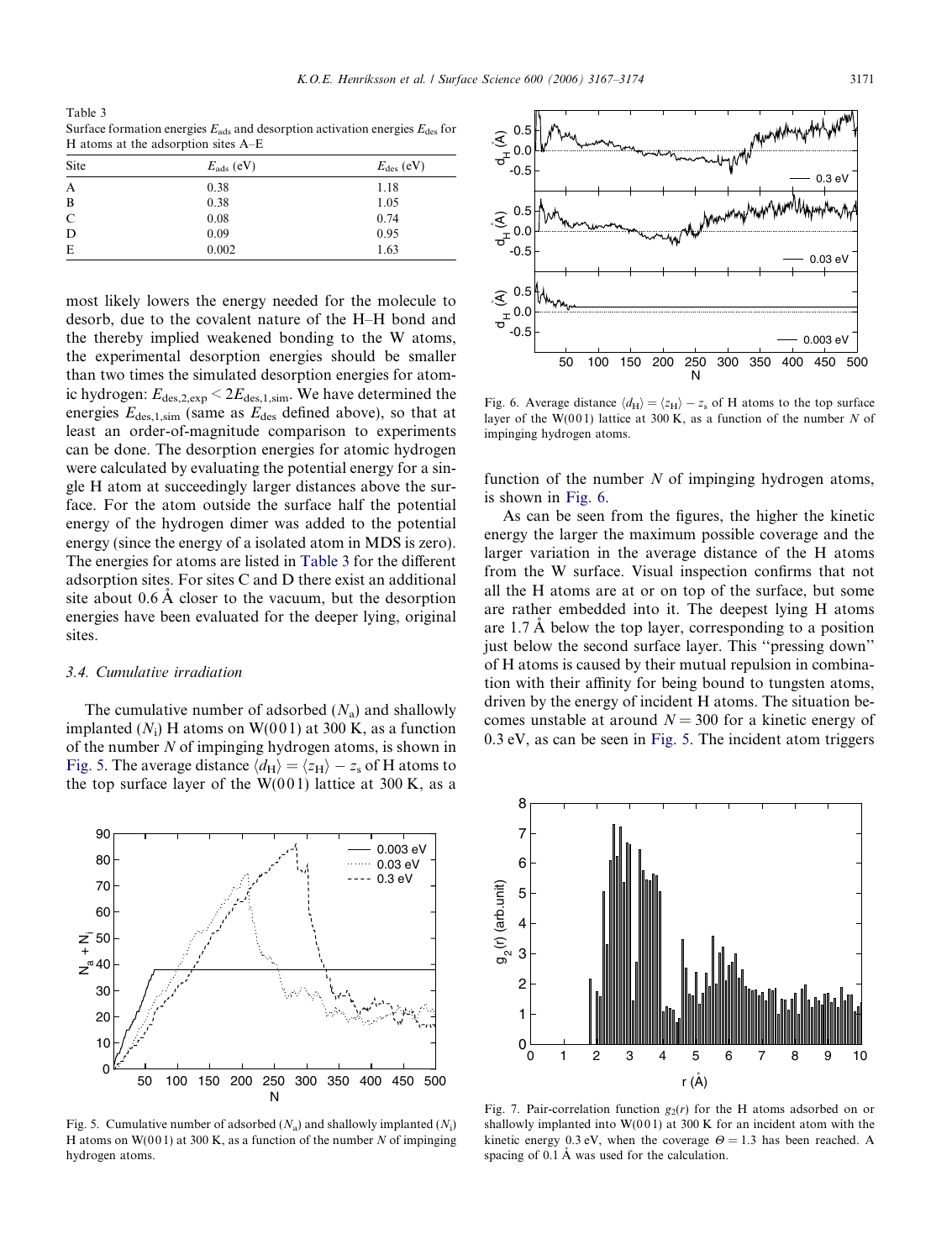Table 3
Surface formation energies $E_{ads}$ and desorption activation energies $E_{des}$ for H atoms at the adsorption sites A–E

| Site | $E_{ads}$ (eV) | $E_{des}$ (eV) |
|---|---|---|
| A | 0.38 | 1.18 |
| B | 0.38 | 1.05 |
| C | 0.08 | 0.74 |
| D | 0.09 | 0.95 |
| E | 0.002 | 1.63 |

most likely lowers the energy needed for the molecule to desorb, due to the covalent nature of the H–H bond and the thereby implied weakened bonding to the W atoms, the experimental desorption energies should be smaller than two times the simulated desorption energies for atomic hydrogen: $E_{des,2,exp} < 2E_{des,1,sim}$. We have determined the energies $E_{des,1,sim}$ (same as $E_{des}$ defined above), so that at least an order-of-magnitude comparison to experiments can be done. The desorption energies for atomic hydrogen were calculated by evaluating the potential energy for a single H atom at succeedingly larger distances above the surface. For the atom outside the surface half the potential energy of the hydrogen dimer was added to the potential energy (since the energy of a isolated atom in MDS is zero). The energies for atoms are listed in Table 3 for the different adsorption sites. For sites C and D there exist an additional site about 0.6 Å closer to the vacuum, but the desorption energies have been evaluated for the deeper lying, original sites.

### 3.4. Cumulative irradiation

The cumulative number of adsorbed ($N_a$) and shallowly implanted ($N_i$) H atoms on W(001) at 300 K, as a function of the number $N$ of impinging hydrogen atoms, is shown in Fig. 5. The average distance $\langle d_H \rangle = \langle z_H \rangle - z_s$ of H atoms to the top surface layer of the W(001) lattice at 300 K, as a function of the number $N$ of impinging hydrogen atoms, is shown in Fig. 6.

As can be seen from the figures, the higher the kinetic energy the larger the maximum possible coverage and the larger variation in the average distance of the H atoms from the W surface. Visual inspection confirms that not all the H atoms are at or on top of the surface, but some are rather embedded into it. The deepest lying H atoms are 1.7 Å below the top layer, corresponding to a position just below the second surface layer. This "pressing down" of H atoms is caused by their mutual repulsion in combination with their affinity for being bound to tungsten atoms, driven by the energy of incident H atoms. The situation becomes unstable at around $N = 300$ for a kinetic energy of 0.3 eV, as can be seen in Fig. 5. The incident atom triggers

Fig. 5. Cumulative number of adsorbed ($N_a$) and shallowly implanted ($N_i$) H atoms on W(001) at 300 K, as a function of the number $N$ of impinging hydrogen atoms.

Fig. 6. Average distance $\langle d_H \rangle = \langle z_H \rangle - z_s$ of H atoms to the top surface layer of the W(001) lattice at 300 K, as a function of the number $N$ of impinging hydrogen atoms.

Fig. 7. Pair-correlation function $g_2(r)$ for the H atoms adsorbed on or shallowly implanted into W(001) at 300 K for an incident atom with the kinetic energy 0.3 eV, when the coverage $\Theta = 1.3$ has been reached. A spacing of 0.1 Å was used for the calculation.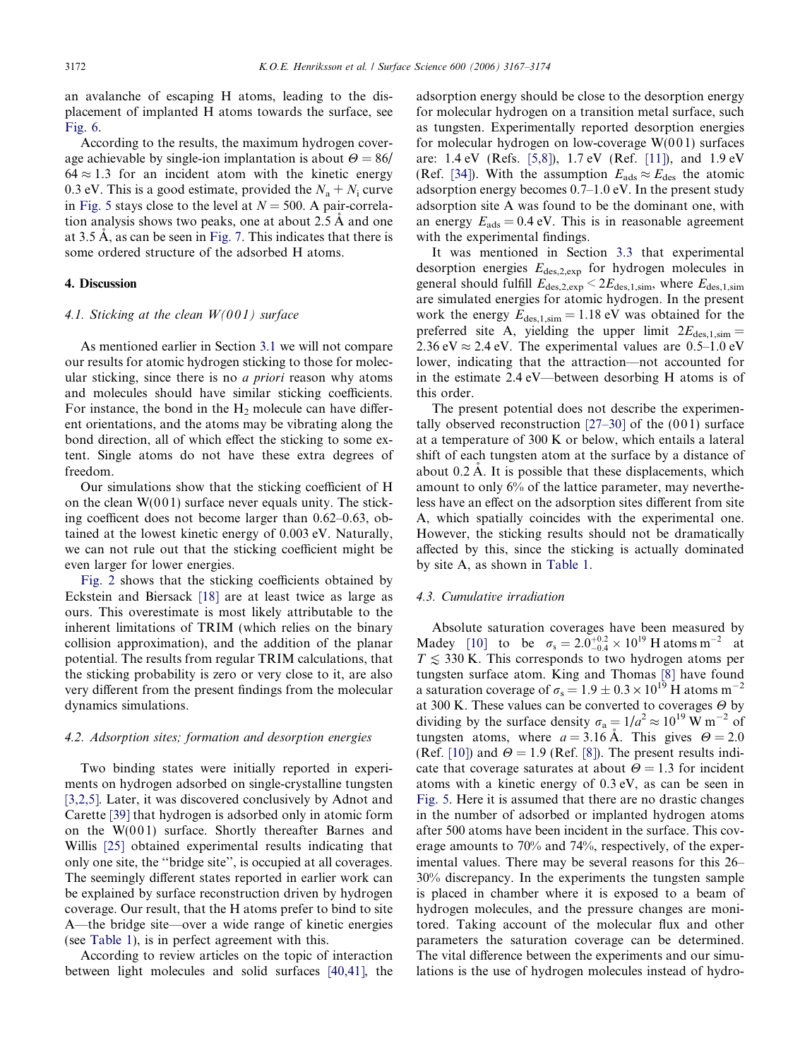an avalanche of escaping H atoms, leading to the displacement of implanted H atoms towards the surface, see Fig. 6.

According to the results, the maximum hydrogen coverage achievable by single-ion implantation is about $\Theta = 86/64 \approx 1.3$ for an incident atom with the kinetic energy 0.3 eV. This is a good estimate, provided the $N_a + N_i$ curve in Fig. 5 stays close to the level at $N = 500$. A pair-correlation analysis shows two peaks, one at about 2.5 Å and one at 3.5 Å, as can be seen in Fig. 7. This indicates that there is some ordered structure of the adsorbed H atoms.

## 4. Discussion

### 4.1. Sticking at the clean W(001) surface

As mentioned earlier in Section 3.1 we will not compare our results for atomic hydrogen sticking to those for molecular sticking, since there is no *a priori* reason why atoms and molecules should have similar sticking coefficients. For instance, the bond in the $H_2$ molecule can have different orientations, and the atoms may be vibrating along the bond direction, all of which effect the sticking to some extent. Single atoms do not have these extra degrees of freedom.

Our simulations show that the sticking coefficient of H on the clean W(001) surface never equals unity. The sticking coefficent does not become larger than 0.62–0.63, obtained at the lowest kinetic energy of 0.003 eV. Naturally, we can not rule out that the sticking coefficient might be even larger for lower energies.

Fig. 2 shows that the sticking coefficients obtained by Eckstein and Biersack [18] are at least twice as large as ours. This overestimate is most likely attributable to the inherent limitations of TRIM (which relies on the binary collision approximation), and the addition of the planar potential. The results from regular TRIM calculations, that the sticking probability is zero or very close to it, are also very different from the present findings from the molecular dynamics simulations.

### 4.2. Adsorption sites; formation and desorption energies

Two binding states were initially reported in experiments on hydrogen adsorbed on single-crystalline tungsten [3,2,5]. Later, it was discovered conclusively by Adnot and Carette [39] that hydrogen is adsorbed only in atomic form on the W(001) surface. Shortly thereafter Barnes and Willis [25] obtained experimental results indicating that only one site, the ''bridge site'', is occupied at all coverages. The seemingly different states reported in earlier work can be explained by surface reconstruction driven by hydrogen coverage. Our result, that the H atoms prefer to bind to site A—the bridge site—over a wide range of kinetic energies (see Table 1), is in perfect agreement with this.

According to review articles on the topic of interaction between light molecules and solid surfaces [40,41], the adsorption energy should be close to the desorption energy for molecular hydrogen on a transition metal surface, such as tungsten. Experimentally reported desorption energies for molecular hydrogen on low-coverage W(001) surfaces are: 1.4 eV (Refs. [5,8]), 1.7 eV (Ref. [11]), and 1.9 eV (Ref. [34]). With the assumption $E_{ads} \approx E_{des}$ the atomic adsorption energy becomes 0.7–1.0 eV. In the present study adsorption site A was found to be the dominant one, with an energy $E_{ads} = 0.4$ eV. This is in reasonable agreement with the experimental findings.

It was mentioned in Section 3.3 that experimental desorption energies $E_{des,2,exp}$ for hydrogen molecules in general should fulfill $E_{des,2,exp} < 2E_{des,1,sim}$, where $E_{des,1,sim}$ are simulated energies for atomic hydrogen. In the present work the energy $E_{des,1,sim} = 1.18$ eV was obtained for the preferred site A, yielding the upper limit $2E_{des,1,sim} = 2.36$ eV $\approx 2.4$ eV. The experimental values are 0.5–1.0 eV lower, indicating that the attraction—not accounted for in the estimate 2.4 eV—between desorbing H atoms is of this order.

The present potential does not describe the experimentally observed reconstruction [27–30] of the (001) surface at a temperature of 300 K or below, which entails a lateral shift of each tungsten atom at the surface by a distance of about 0.2 Å. It is possible that these displacements, which amount to only 6% of the lattice parameter, may nevertheless have an effect on the adsorption sites different from site A, which spatially coincides with the experimental one. However, the sticking results should not be dramatically affected by this, since the sticking is actually dominated by site A, as shown in Table 1.

### 4.3. Cumulative irradiation

Absolute saturation coverages have been measured by Madey [10] to be $\sigma_s = 2.0^{+0.2}_{-0.4} \times 10^{19}$ H atoms m$^{-2}$ at $T \lesssim 330$ K. This corresponds to two hydrogen atoms per tungsten surface atom. King and Thomas [8] have found a saturation coverage of $\sigma_s = 1.9 \pm 0.3 \times 10^{19}$ H atoms m$^{-2}$ at 300 K. These values can be converted to coverages $\Theta$ by dividing by the surface density $\sigma_a = 1/a^2 \approx 10^{19}$ W m$^{-2}$ of tungsten atoms, where $a = 3.16$ Å. This gives $\Theta = 2.0$ (Ref. [10]) and $\Theta = 1.9$ (Ref. [8]). The present results indicate that coverage saturates at about $\Theta = 1.3$ for incident atoms with a kinetic energy of 0.3 eV, as can be seen in Fig. 5. Here it is assumed that there are no drastic changes in the number of adsorbed or implanted hydrogen atoms after 500 atoms have been incident in the surface. This coverage amounts to 70% and 74%, respectively, of the experimental values. There may be several reasons for this 26–30% discrepancy. In the experiments the tungsten sample is placed in chamber where it is exposed to a beam of hydrogen molecules, and the pressure changes are monitored. Taking account of the molecular flux and other parameters the saturation coverage can be determined. The vital difference between the experiments and our simulations is the use of hydrogen molecules instead of hydro-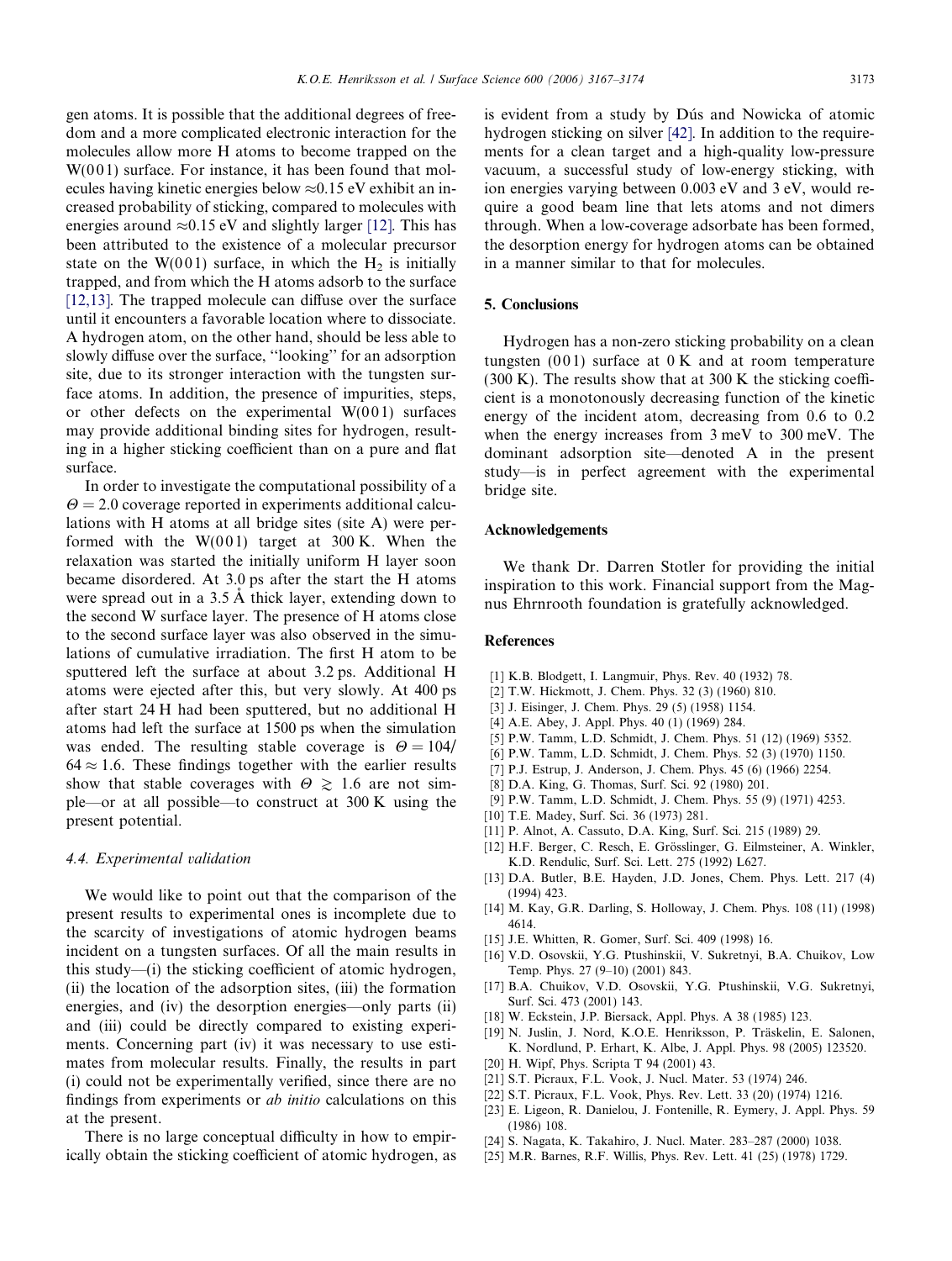gen atoms. It is possible that the additional degrees of freedom and a more complicated electronic interaction for the molecules allow more H atoms to become trapped on the W(001) surface. For instance, it has been found that molecules having kinetic energies below ≈0.15 eV exhibit an increased probability of sticking, compared to molecules with energies around ≈0.15 eV and slightly larger [12]. This has been attributed to the existence of a molecular precursor state on the W(001) surface, in which the $H_2$ is initially trapped, and from which the H atoms adsorb to the surface [12,13]. The trapped molecule can diffuse over the surface until it encounters a favorable location where to dissociate. A hydrogen atom, on the other hand, should be less able to slowly diffuse over the surface, "looking" for an adsorption site, due to its stronger interaction with the tungsten surface atoms. In addition, the presence of impurities, steps, or other defects on the experimental W(001) surfaces may provide additional binding sites for hydrogen, resulting in a higher sticking coefficient than on a pure and flat surface.

In order to investigate the computational possibility of a $\Theta = 2.0$ coverage reported in experiments additional calculations with H atoms at all bridge sites (site A) were performed with the W(001) target at 300 K. When the relaxation was started the initially uniform H layer soon became disordered. At 3.0 ps after the start the H atoms were spread out in a 3.5 Å thick layer, extending down to the second W surface layer. The presence of H atoms close to the second surface layer was also observed in the simulations of cumulative irradiation. The first H atom to be sputtered left the surface at about 3.2 ps. Additional H atoms were ejected after this, but very slowly. At 400 ps after start 24 H had been sputtered, but no additional H atoms had left the surface at 1500 ps when the simulation was ended. The resulting stable coverage is $\Theta = 104/64 \approx 1.6$. These findings together with the earlier results show that stable coverages with $\Theta \gtrsim 1.6$ are not simple—or at all possible—to construct at 300 K using the present potential.

### 4.4. Experimental validation

We would like to point out that the comparison of the present results to experimental ones is incomplete due to the scarcity of investigations of atomic hydrogen beams incident on a tungsten surfaces. Of all the main results in this study—(i) the sticking coefficient of atomic hydrogen, (ii) the location of the adsorption sites, (iii) the formation energies, and (iv) the desorption energies—only parts (ii) and (iii) could be directly compared to existing experiments. Concerning part (iv) it was necessary to use estimates from molecular results. Finally, the results in part (i) could not be experimentally verified, since there are no findings from experiments or *ab initio* calculations on this at the present.

There is no large conceptual difficulty in how to empirically obtain the sticking coefficient of atomic hydrogen, as is evident from a study by Dús and Nowicka of atomic hydrogen sticking on silver [42]. In addition to the requirements for a clean target and a high-quality low-pressure vacuum, a successful study of low-energy sticking, with ion energies varying between 0.003 eV and 3 eV, would require a good beam line that lets atoms and not dimers through. When a low-coverage adsorbate has been formed, the desorption energy for hydrogen atoms can be obtained in a manner similar to that for molecules.

## 5. Conclusions

Hydrogen has a non-zero sticking probability on a clean tungsten (001) surface at 0 K and at room temperature (300 K). The results show that at 300 K the sticking coefficient is a monotonously decreasing function of the kinetic energy of the incident atom, decreasing from 0.6 to 0.2 when the energy increases from 3 meV to 300 meV. The dominant adsorption site—denoted A in the present study—is in perfect agreement with the experimental bridge site.

## Acknowledgements

We thank Dr. Darren Stotler for providing the initial inspiration to this work. Financial support from the Magnus Ehrnrooth foundation is gratefully acknowledged.

## References

[1] K.B. Blodgett, I. Langmuir, Phys. Rev. 40 (1932) 78.
[2] T.W. Hickmott, J. Chem. Phys. 32 (3) (1960) 810.
[3] J. Eisinger, J. Chem. Phys. 29 (5) (1958) 1154.
[4] A.E. Abey, J. Appl. Phys. 40 (1) (1969) 284.
[5] P.W. Tamm, L.D. Schmidt, J. Chem. Phys. 51 (12) (1969) 5352.
[6] P.W. Tamm, L.D. Schmidt, J. Chem. Phys. 52 (3) (1970) 1150.
[7] P.J. Estrup, J. Anderson, J. Chem. Phys. 45 (6) (1966) 2254.
[8] D.A. King, G. Thomas, Surf. Sci. 92 (1980) 201.
[9] P.W. Tamm, L.D. Schmidt, J. Chem. Phys. 55 (9) (1971) 4253.
[10] T.E. Madey, Surf. Sci. 36 (1973) 281.
[11] P. Alnot, A. Cassuto, D.A. King, Surf. Sci. 215 (1989) 29.
[12] H.F. Berger, C. Resch, E. Grösslinger, G. Eilmsteiner, A. Winkler, K.D. Rendulic, Surf. Sci. Lett. 275 (1992) L627.
[13] D.A. Butler, B.E. Hayden, J.D. Jones, Chem. Phys. Lett. 217 (4) (1994) 423.
[14] M. Kay, G.R. Darling, S. Holloway, J. Chem. Phys. 108 (11) (1998) 4614.
[15] J.E. Whitten, R. Gomer, Surf. Sci. 409 (1998) 16.
[16] V.D. Osovskii, Y.G. Ptushinskii, V. Sukretnyi, B.A. Chuikov, Low Temp. Phys. 27 (9–10) (2001) 843.
[17] B.A. Chuikov, V.D. Osovskii, Y.G. Ptushinskii, V.G. Sukretnyi, Surf. Sci. 473 (2001) 143.
[18] W. Eckstein, J.P. Biersack, Appl. Phys. A 38 (1985) 123.
[19] N. Juslin, J. Nord, K.O.E. Henriksson, P. Träskelin, E. Salonen, K. Nordlund, P. Erhart, K. Albe, J. Appl. Phys. 98 (2005) 123520.
[20] H. Wipf, Phys. Scripta T 94 (2001) 43.
[21] S.T. Picraux, F.L. Vook, J. Nucl. Mater. 53 (1974) 246.
[22] S.T. Picraux, F.L. Vook, Phys. Rev. Lett. 33 (20) (1974) 1216.
[23] E. Ligeon, R. Danielou, J. Fontenille, R. Eymery, J. Appl. Phys. 59 (1986) 108.
[24] S. Nagata, K. Takahiro, J. Nucl. Mater. 283–287 (2000) 1038.
[25] M.R. Barnes, R.F. Willis, Phys. Rev. Lett. 41 (25) (1978) 1729.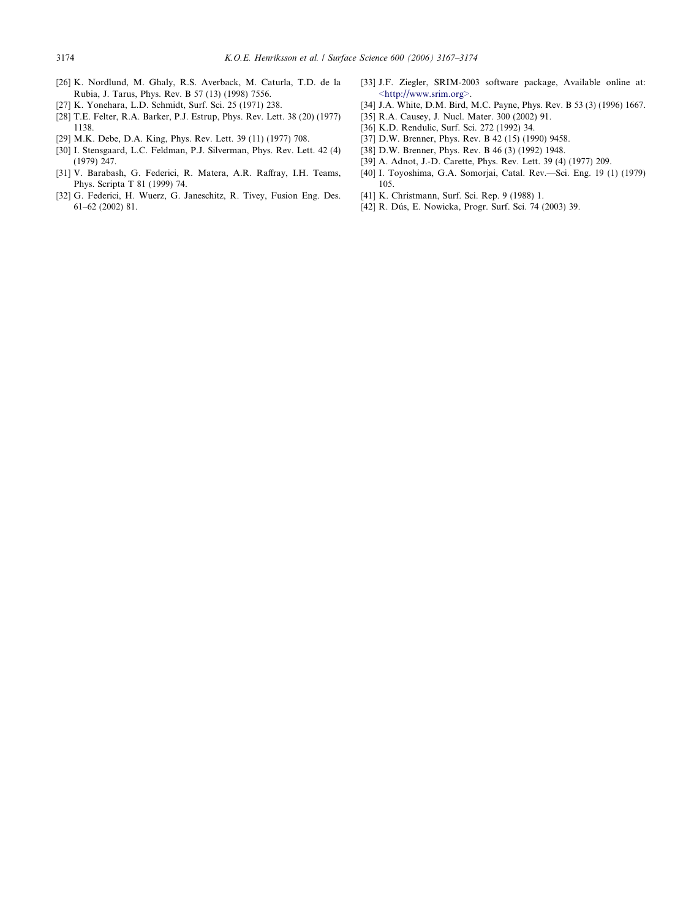[26] K. Nordlund, M. Ghaly, R.S. Averback, M. Caturla, T.D. de la Rubia, J. Tarus, Phys. Rev. B 57 (13) (1998) 7556.

[27] K. Yonehara, L.D. Schmidt, Surf. Sci. 25 (1971) 238.

[28] T.E. Felter, R.A. Barker, P.J. Estrup, Phys. Rev. Lett. 38 (20) (1977) 1138.

[29] M.K. Debe, D.A. King, Phys. Rev. Lett. 39 (11) (1977) 708.

[30] I. Stensgaard, L.C. Feldman, P.J. Silverman, Phys. Rev. Lett. 42 (4) (1979) 247.

[31] V. Barabash, G. Federici, R. Matera, A.R. Raffray, I.H. Teams, Phys. Scripta T 81 (1999) 74.

[32] G. Federici, H. Wuerz, G. Janeschitz, R. Tivey, Fusion Eng. Des. 61–62 (2002) 81.

[33] J.F. Ziegler, SRIM-2003 software package, Available online at: <http://www.srim.org>.

[34] J.A. White, D.M. Bird, M.C. Payne, Phys. Rev. B 53 (3) (1996) 1667.

[35] R.A. Causey, J. Nucl. Mater. 300 (2002) 91.

[36] K.D. Rendulic, Surf. Sci. 272 (1992) 34.

[37] D.W. Brenner, Phys. Rev. B 42 (15) (1990) 9458.

[38] D.W. Brenner, Phys. Rev. B 46 (3) (1992) 1948.

[39] A. Adnot, J.-D. Carette, Phys. Rev. Lett. 39 (4) (1977) 209.

[40] I. Toyoshima, G.A. Somorjai, Catal. Rev.—Sci. Eng. 19 (1) (1979) 105.

[41] K. Christmann, Surf. Sci. Rep. 9 (1988) 1.

[42] R. Dús, E. Nowicka, Progr. Surf. Sci. 74 (2003) 39.